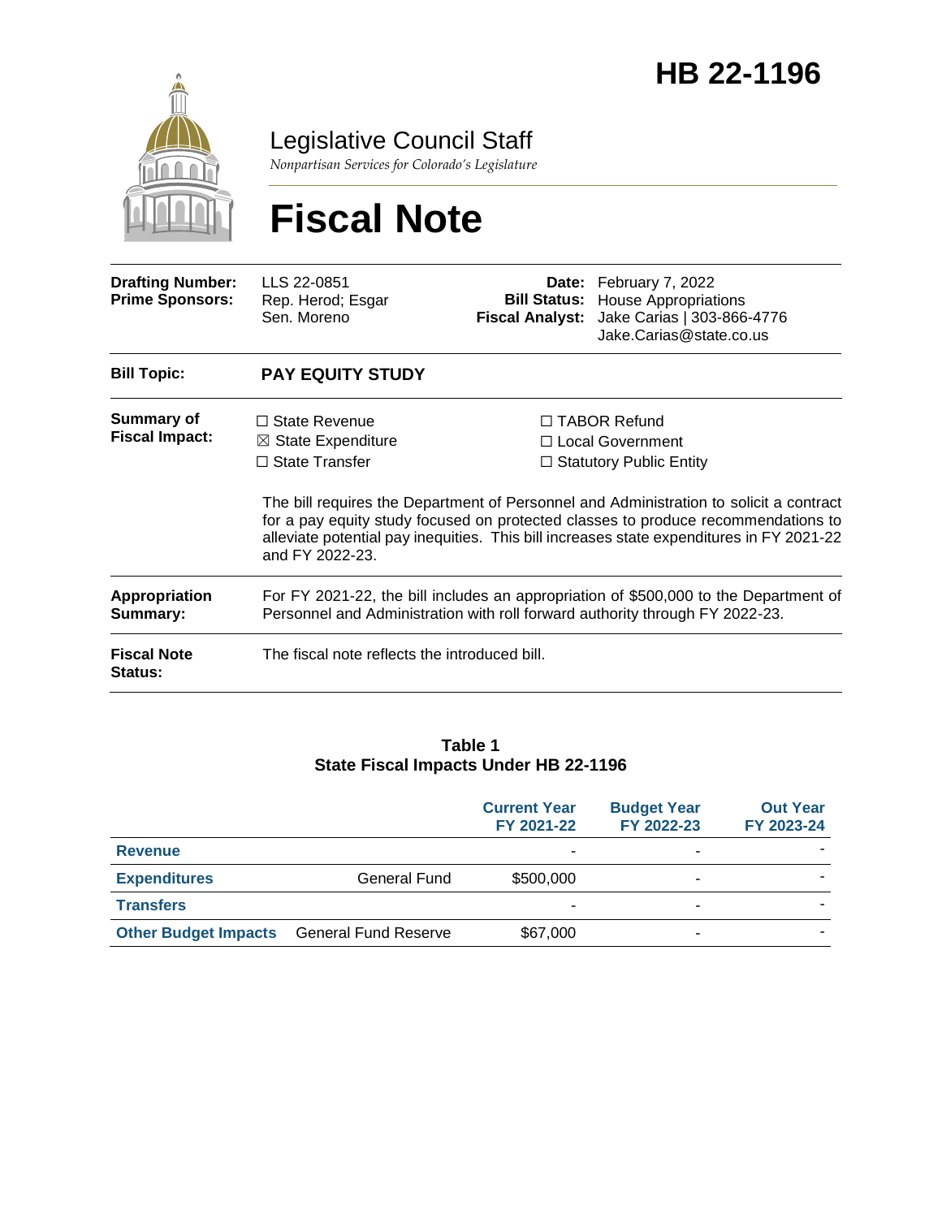# HB 22-1196

Legislative Council Staff

*Nonpartisan Services for Colorado's Legislature*

# Fiscal Note

| | | | |
|---|---|---|---|
| **Drafting Number:** | LLS 22-0851 | **Date:** | February 7, 2022 |
| **Prime Sponsors:** | Rep. Herod; Esgar<br>Sen. Moreno | **Bill Status:** | House Appropriations |
| | | **Fiscal Analyst:** | Jake Carias \| 303-866-4776<br>Jake.Carias@state.co.us |

**Bill Topic:** **PAY EQUITY STUDY**

**Summary of Fiscal Impact:**

☐ State Revenue
☒ State Expenditure
☐ State Transfer
☐ TABOR Refund
☐ Local Government
☐ Statutory Public Entity

The bill requires the Department of Personnel and Administration to solicit a contract for a pay equity study focused on protected classes to produce recommendations to alleviate potential pay inequities. This bill increases state expenditures in FY 2021-22 and FY 2022-23.

**Appropriation Summary:** For FY 2021-22, the bill includes an appropriation of $500,000 to the Department of Personnel and Administration with roll forward authority through FY 2022-23.

**Fiscal Note Status:** The fiscal note reflects the introduced bill.

**Table 1**
**State Fiscal Impacts Under HB 22-1196**

| | | Current Year FY 2021-22 | Budget Year FY 2022-23 | Out Year FY 2023-24 |
|---|---|---|---|---|
| **Revenue** | | - | - | - |
| **Expenditures** | General Fund | $500,000 | - | - |
| **Transfers** | | - | - | - |
| **Other Budget Impacts** | General Fund Reserve | $67,000 | - | - |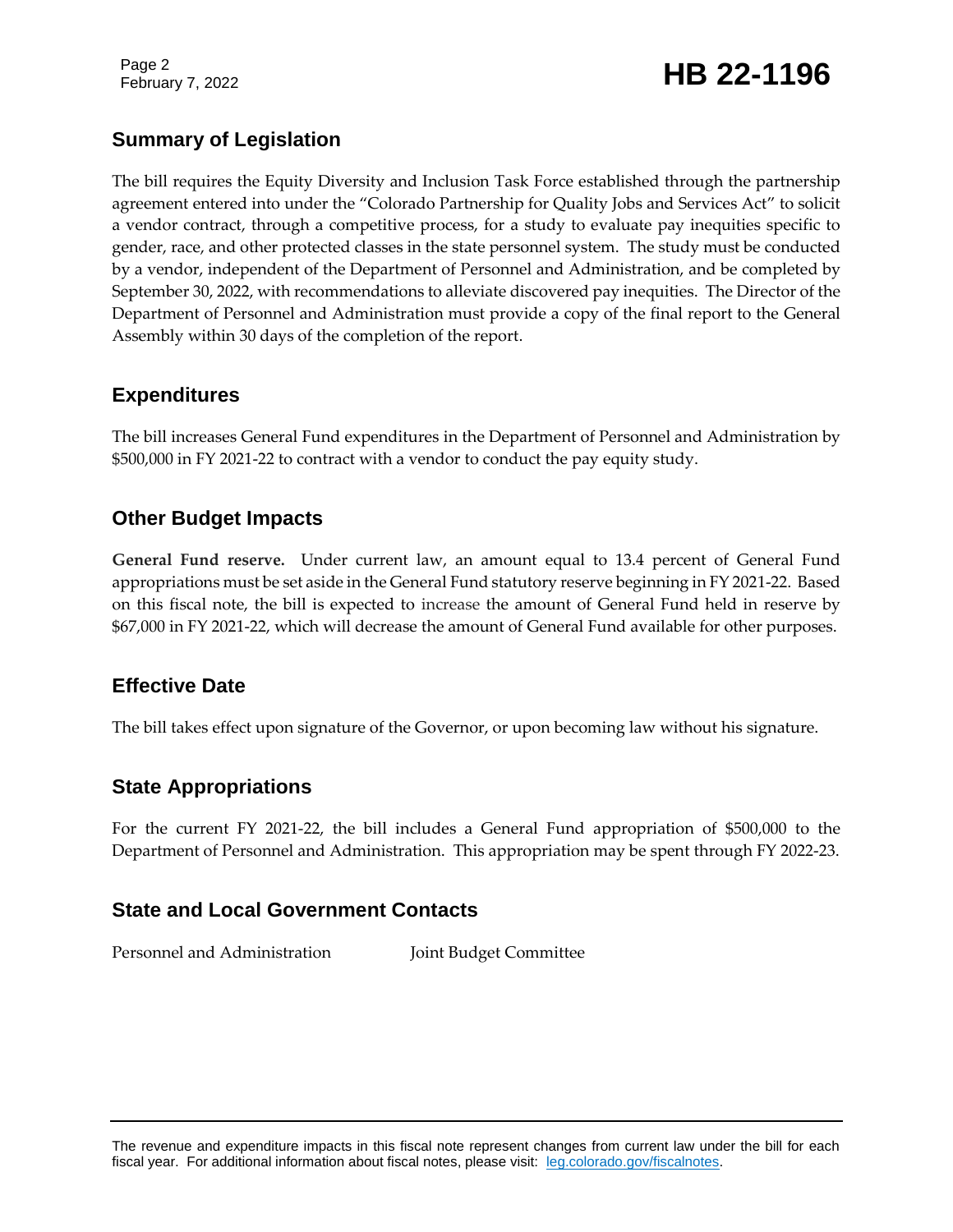## Summary of Legislation

The bill requires the Equity Diversity and Inclusion Task Force established through the partnership agreement entered into under the "Colorado Partnership for Quality Jobs and Services Act" to solicit a vendor contract, through a competitive process, for a study to evaluate pay inequities specific to gender, race, and other protected classes in the state personnel system. The study must be conducted by a vendor, independent of the Department of Personnel and Administration, and be completed by September 30, 2022, with recommendations to alleviate discovered pay inequities. The Director of the Department of Personnel and Administration must provide a copy of the final report to the General Assembly within 30 days of the completion of the report.

## Expenditures

The bill increases General Fund expenditures in the Department of Personnel and Administration by $500,000 in FY 2021-22 to contract with a vendor to conduct the pay equity study.

## Other Budget Impacts

**General Fund reserve.** Under current law, an amount equal to 13.4 percent of General Fund appropriations must be set aside in the General Fund statutory reserve beginning in FY 2021-22. Based on this fiscal note, the bill is expected to increase the amount of General Fund held in reserve by $67,000 in FY 2021-22, which will decrease the amount of General Fund available for other purposes.

## Effective Date

The bill takes effect upon signature of the Governor, or upon becoming law without his signature.

## State Appropriations

For the current FY 2021-22, the bill includes a General Fund appropriation of $500,000 to the Department of Personnel and Administration. This appropriation may be spent through FY 2022-23.

## State and Local Government Contacts

Personnel and Administration

Joint Budget Committee

The revenue and expenditure impacts in this fiscal note represent changes from current law under the bill for each fiscal year. For additional information about fiscal notes, please visit: leg.colorado.gov/fiscalnotes.